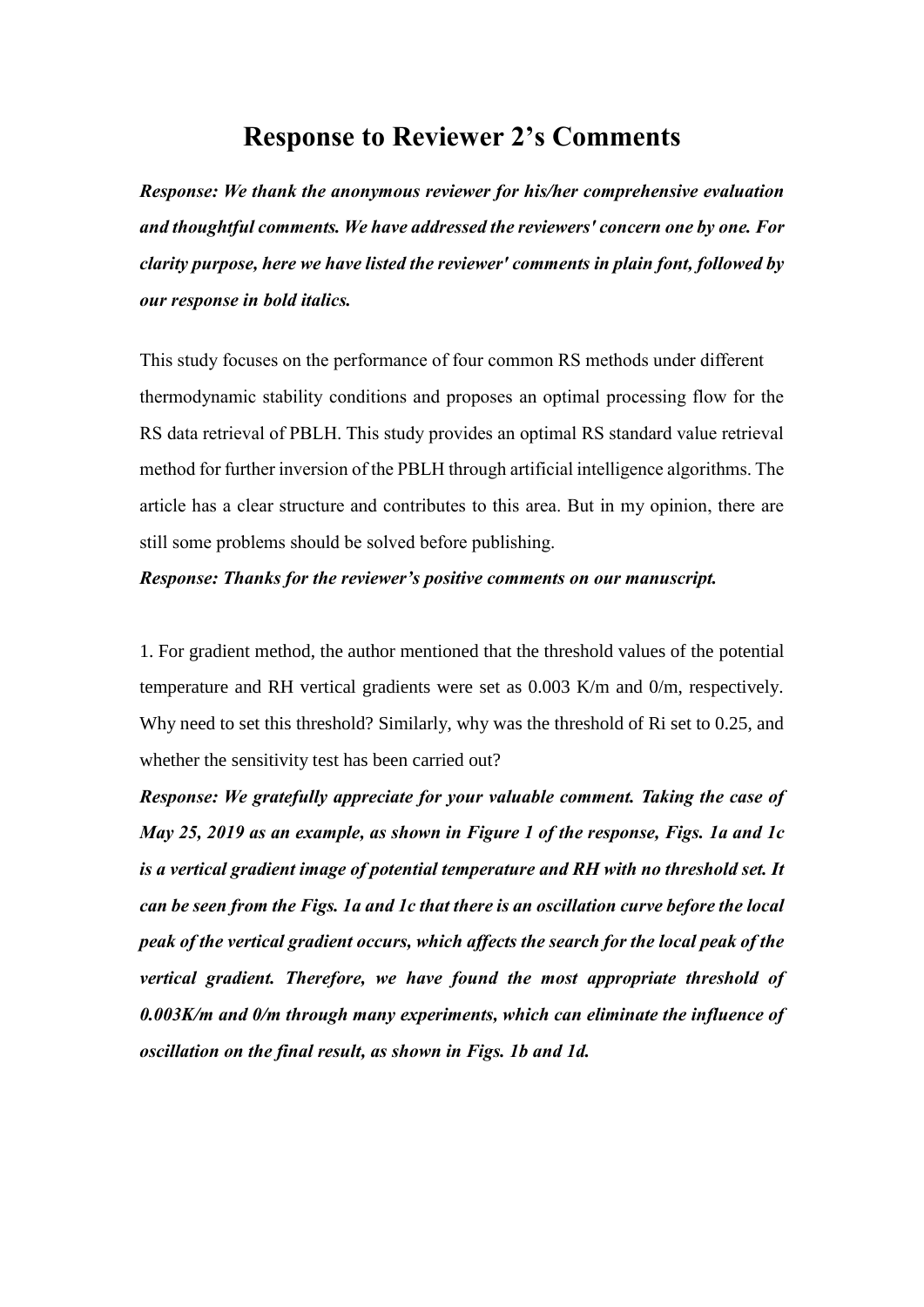# Response to Reviewer 2's Comments

***Response: We thank the anonymous reviewer for his/her comprehensive evaluation and thoughtful comments. We have addressed the reviewers' concern one by one. For clarity purpose, here we have listed the reviewer' comments in plain font, followed by our response in bold italics.***

This study focuses on the performance of four common RS methods under different thermodynamic stability conditions and proposes an optimal processing flow for the RS data retrieval of PBLH. This study provides an optimal RS standard value retrieval method for further inversion of the PBLH through artificial intelligence algorithms. The article has a clear structure and contributes to this area. But in my opinion, there are still some problems should be solved before publishing.

***Response: Thanks for the reviewer's positive comments on our manuscript.***

1. For gradient method, the author mentioned that the threshold values of the potential temperature and RH vertical gradients were set as 0.003 K/m and 0/m, respectively. Why need to set this threshold? Similarly, why was the threshold of Ri set to 0.25, and whether the sensitivity test has been carried out?

***Response: We gratefully appreciate for your valuable comment. Taking the case of May 25, 2019 as an example, as shown in Figure 1 of the response, Figs. 1a and 1c is a vertical gradient image of potential temperature and RH with no threshold set. It can be seen from the Figs. 1a and 1c that there is an oscillation curve before the local peak of the vertical gradient occurs, which affects the search for the local peak of the vertical gradient. Therefore, we have found the most appropriate threshold of 0.003K/m and 0/m through many experiments, which can eliminate the influence of oscillation on the final result, as shown in Figs. 1b and 1d.***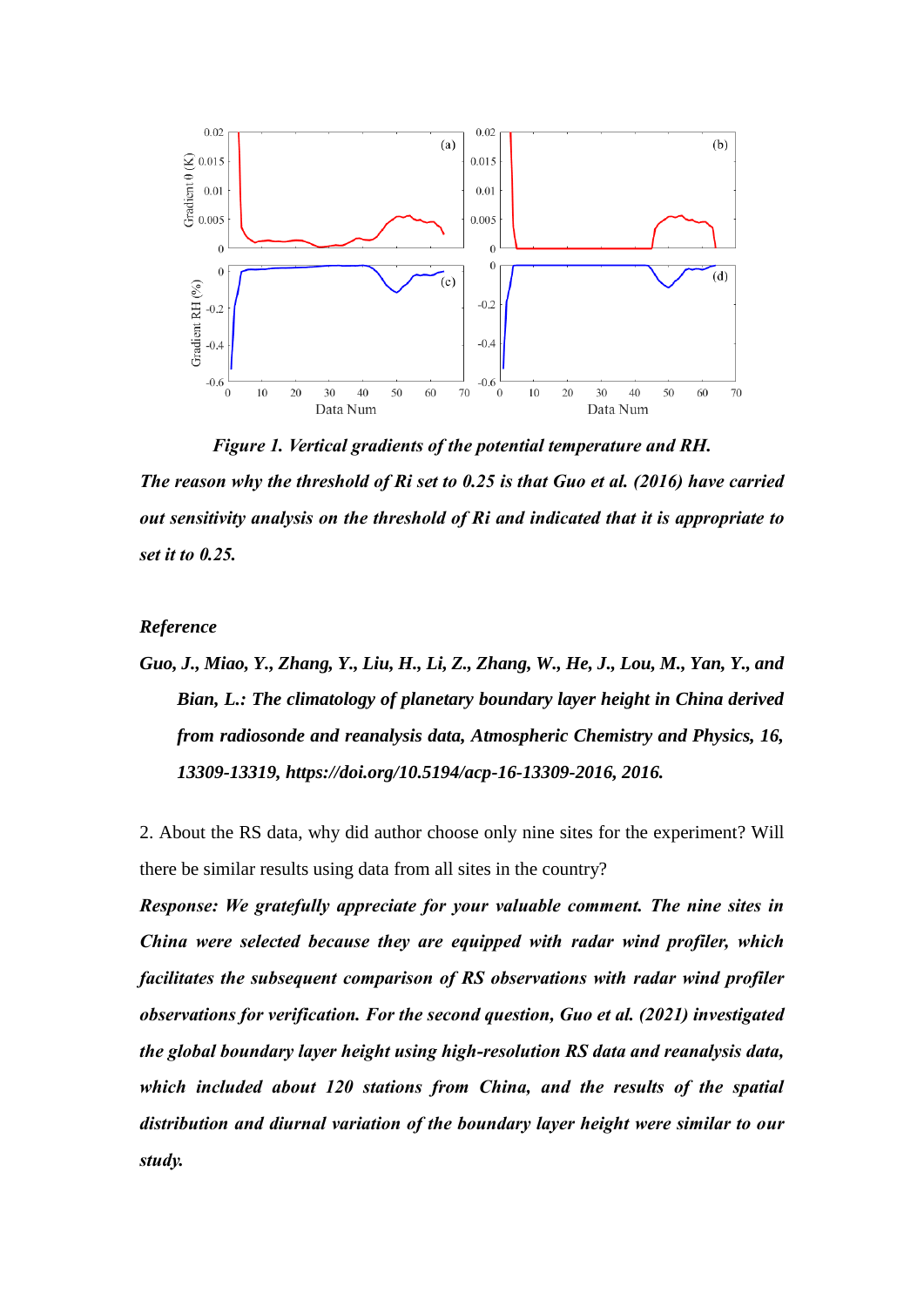*Figure 1. Vertical gradients of the potential temperature and RH.*

***The reason why the threshold of Ri set to 0.25 is that Guo et al. (2016) have carried out sensitivity analysis on the threshold of Ri and indicated that it is appropriate to set it to 0.25.***

***Reference***

***Guo, J., Miao, Y., Zhang, Y., Liu, H., Li, Z., Zhang, W., He, J., Lou, M., Yan, Y., and Bian, L.: The climatology of planetary boundary layer height in China derived from radiosonde and reanalysis data, Atmospheric Chemistry and Physics, 16, 13309-13319, https://doi.org/10.5194/acp-16-13309-2016, 2016.***

2. About the RS data, why did author choose only nine sites for the experiment? Will there be similar results using data from all sites in the country?

***Response: We gratefully appreciate for your valuable comment. The nine sites in China were selected because they are equipped with radar wind profiler, which facilitates the subsequent comparison of RS observations with radar wind profiler observations for verification. For the second question, Guo et al. (2021) investigated the global boundary layer height using high-resolution RS data and reanalysis data, which included about 120 stations from China, and the results of the spatial distribution and diurnal variation of the boundary layer height were similar to our study.***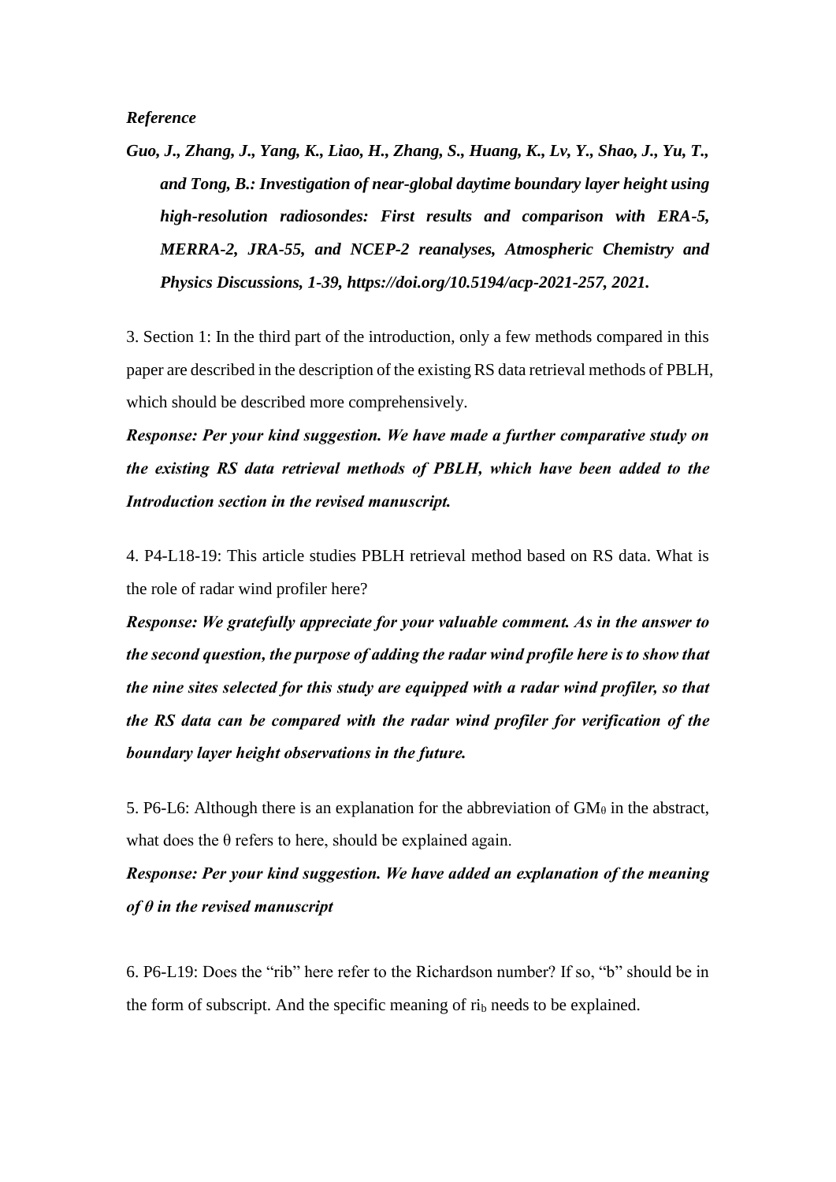***Reference***

***Guo, J., Zhang, J., Yang, K., Liao, H., Zhang, S., Huang, K., Lv, Y., Shao, J., Yu, T., and Tong, B.: Investigation of near-global daytime boundary layer height using high-resolution radiosondes: First results and comparison with ERA-5, MERRA-2, JRA-55, and NCEP-2 reanalyses, Atmospheric Chemistry and Physics Discussions, 1-39, https://doi.org/10.5194/acp-2021-257, 2021.***

3. Section 1: In the third part of the introduction, only a few methods compared in this paper are described in the description of the existing RS data retrieval methods of PBLH, which should be described more comprehensively.

***Response: Per your kind suggestion. We have made a further comparative study on the existing RS data retrieval methods of PBLH, which have been added to the Introduction section in the revised manuscript.***

4. P4-L18-19: This article studies PBLH retrieval method based on RS data. What is the role of radar wind profiler here?

***Response: We gratefully appreciate for your valuable comment. As in the answer to the second question, the purpose of adding the radar wind profile here is to show that the nine sites selected for this study are equipped with a radar wind profiler, so that the RS data can be compared with the radar wind profiler for verification of the boundary layer height observations in the future.***

5. P6-L6: Although there is an explanation for the abbreviation of $GM_\theta$ in the abstract, what does the θ refers to here, should be explained again.

***Response: Per your kind suggestion. We have added an explanation of the meaning of θ in the revised manuscript***

6. P6-L19: Does the “rib” here refer to the Richardson number? If so, “b” should be in the form of subscript. And the specific meaning of $ri_b$ needs to be explained.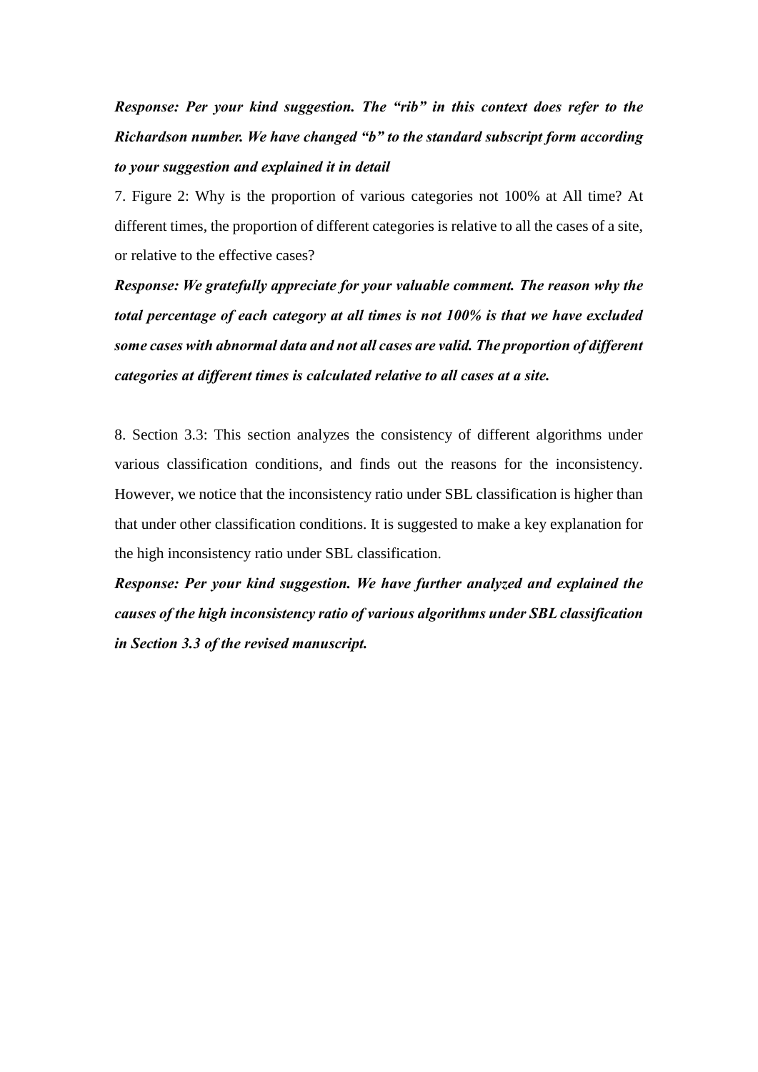***Response: Per your kind suggestion. The "rib" in this context does refer to the Richardson number. We have changed "b" to the standard subscript form according to your suggestion and explained it in detail***

7. Figure 2: Why is the proportion of various categories not 100% at All time? At different times, the proportion of different categories is relative to all the cases of a site, or relative to the effective cases?

***Response: We gratefully appreciate for your valuable comment. The reason why the total percentage of each category at all times is not 100% is that we have excluded some cases with abnormal data and not all cases are valid. The proportion of different categories at different times is calculated relative to all cases at a site.***

8. Section 3.3: This section analyzes the consistency of different algorithms under various classification conditions, and finds out the reasons for the inconsistency. However, we notice that the inconsistency ratio under SBL classification is higher than that under other classification conditions. It is suggested to make a key explanation for the high inconsistency ratio under SBL classification.

***Response: Per your kind suggestion. We have further analyzed and explained the causes of the high inconsistency ratio of various algorithms under SBL classification in Section 3.3 of the revised manuscript.***